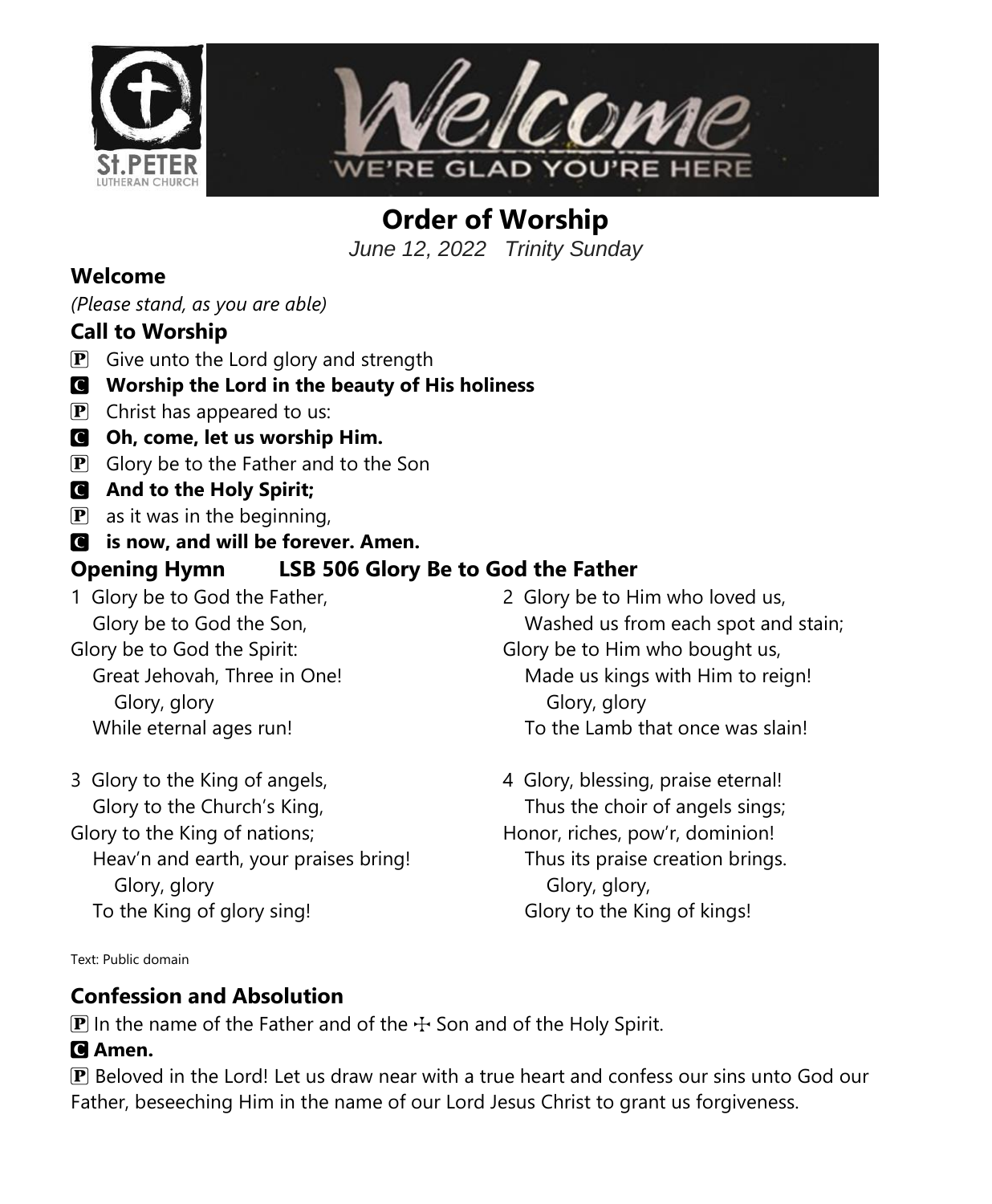St.PETER LUTHERAN CHURCH

Welcome

WE'RE GLAD YOU'RE HERE

# Order of Worship

*June 12, 2022 Trinity Sunday*

## Welcome

*(Please stand, as you are able)*

## Call to Worship

P Give unto the Lord glory and strength

C **Worship the Lord in the beauty of His holiness**

P Christ has appeared to us:

C **Oh, come, let us worship Him.**

P Glory be to the Father and to the Son

C **And to the Holy Spirit;**

P as it was in the beginning,

C **is now, and will be forever. Amen.**

## Opening Hymn LSB 506 Glory Be to God the Father

1 Glory be to God the Father,
Glory be to God the Son,
Glory be to God the Spirit:
Great Jehovah, Three in One!
Glory, glory
While eternal ages run!

2 Glory be to Him who loved us,
Washed us from each spot and stain;
Glory be to Him who bought us,
Made us kings with Him to reign!
Glory, glory
To the Lamb that once was slain!

3 Glory to the King of angels,
Glory to the Church's King,
Glory to the King of nations;
Heav'n and earth, your praises bring!
Glory, glory
To the King of glory sing!

4 Glory, blessing, praise eternal!
Thus the choir of angels sings;
Honor, riches, pow'r, dominion!
Thus its praise creation brings.
Glory, glory,
Glory to the King of kings!

Text: Public domain

## Confession and Absolution

P In the name of the Father and of the ☩ Son and of the Holy Spirit.

C **Amen.**

P Beloved in the Lord! Let us draw near with a true heart and confess our sins unto God our Father, beseeching Him in the name of our Lord Jesus Christ to grant us forgiveness.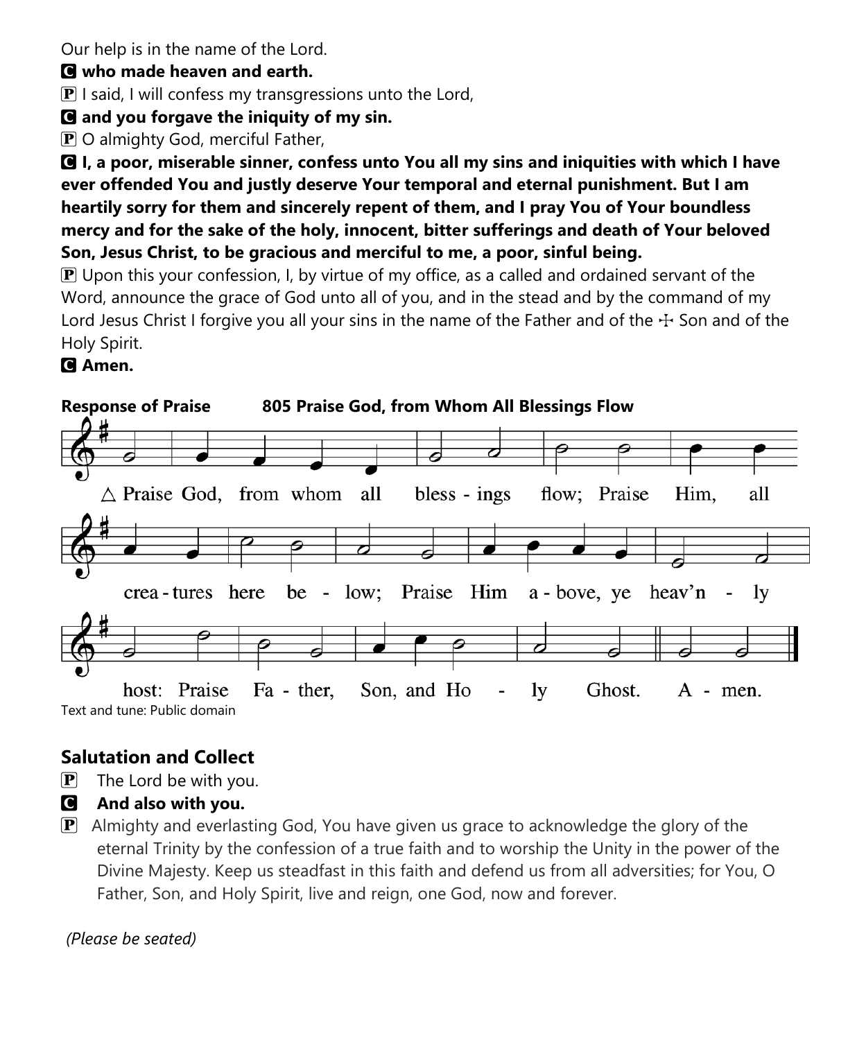Our help is in the name of the Lord.

**C who made heaven and earth.**

P I said, I will confess my transgressions unto the Lord,

**C and you forgave the iniquity of my sin.**

P O almighty God, merciful Father,

**C I, a poor, miserable sinner, confess unto You all my sins and iniquities with which I have ever offended You and justly deserve Your temporal and eternal punishment. But I am heartily sorry for them and sincerely repent of them, and I pray You of Your boundless mercy and for the sake of the holy, innocent, bitter sufferings and death of Your beloved Son, Jesus Christ, to be gracious and merciful to me, a poor, sinful being.**

P Upon this your confession, I, by virtue of my office, as a called and ordained servant of the Word, announce the grace of God unto all of you, and in the stead and by the command of my Lord Jesus Christ I forgive you all your sins in the name of the Father and of the ☩ Son and of the Holy Spirit.

**C Amen.**

**Response of Praise 805 Praise God, from Whom All Blessings Flow**

△ Praise God, from whom all bless - ings flow; Praise Him, all crea - tures here be - low; Praise Him a - bove, ye heav'n - ly host: Praise Fa - ther, Son, and Ho - ly Ghost. A - men.

Text and tune: Public domain

## Salutation and Collect

P The Lord be with you.

**C And also with you.**

P Almighty and everlasting God, You have given us grace to acknowledge the glory of the eternal Trinity by the confession of a true faith and to worship the Unity in the power of the Divine Majesty. Keep us steadfast in this faith and defend us from all adversities; for You, O Father, Son, and Holy Spirit, live and reign, one God, now and forever.

*(Please be seated)*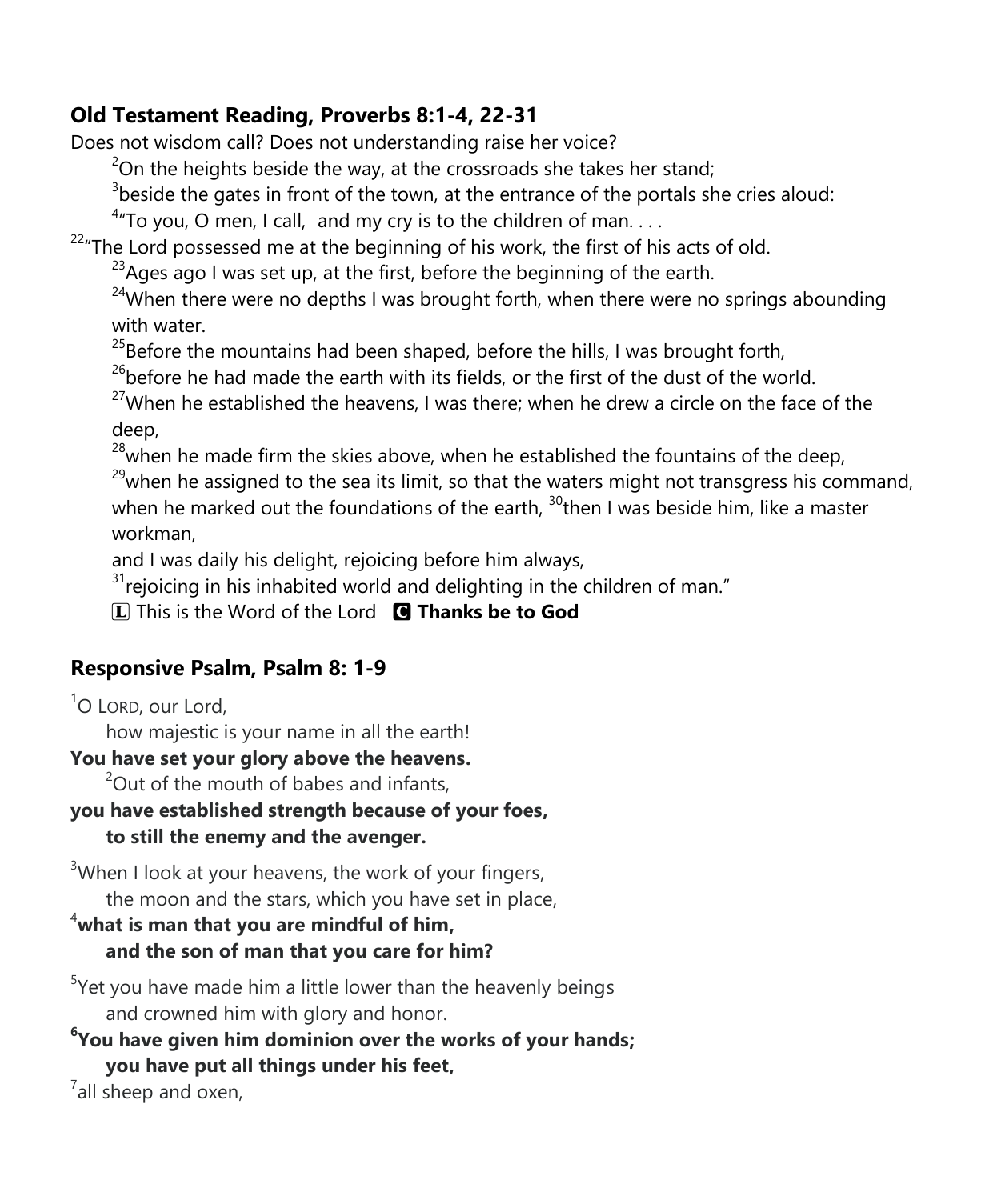## Old Testament Reading, Proverbs 8:1-4, 22-31

Does not wisdom call? Does not understanding raise her voice?

[2]On the heights beside the way, at the crossroads she takes her stand;

[3]beside the gates in front of the town, at the entrance of the portals she cries aloud:

[4]"To you, O men, I call, and my cry is to the children of man. . . .

[22]"The Lord possessed me at the beginning of his work, the first of his acts of old.

[23]Ages ago I was set up, at the first, before the beginning of the earth.

[24]When there were no depths I was brought forth, when there were no springs abounding with water.

[25]Before the mountains had been shaped, before the hills, I was brought forth,

[26]before he had made the earth with its fields, or the first of the dust of the world.

[27]When he established the heavens, I was there; when he drew a circle on the face of the deep,

[28]when he made firm the skies above, when he established the fountains of the deep,

[29]when he assigned to the sea its limit, so that the waters might not transgress his command, when he marked out the foundations of the earth, [30]then I was beside him, like a master workman,

and I was daily his delight, rejoicing before him always,

[31]rejoicing in his inhabited world and delighting in the children of man."

🄻 This is the Word of the Lord 🅲 **Thanks be to God**

## Responsive Psalm, Psalm 8: 1-9

[1]O LORD, our Lord,
how majestic is your name in all the earth!

**You have set your glory above the heavens.**

[2]Out of the mouth of babes and infants,

**you have established strength because of your foes,**
**to still the enemy and the avenger.**

[3]When I look at your heavens, the work of your fingers,
the moon and the stars, which you have set in place,

**[4]what is man that you are mindful of him,**
**and the son of man that you care for him?**

[5]Yet you have made him a little lower than the heavenly beings
and crowned him with glory and honor.

**[6]You have given him dominion over the works of your hands;**
**you have put all things under his feet,**

[7]all sheep and oxen,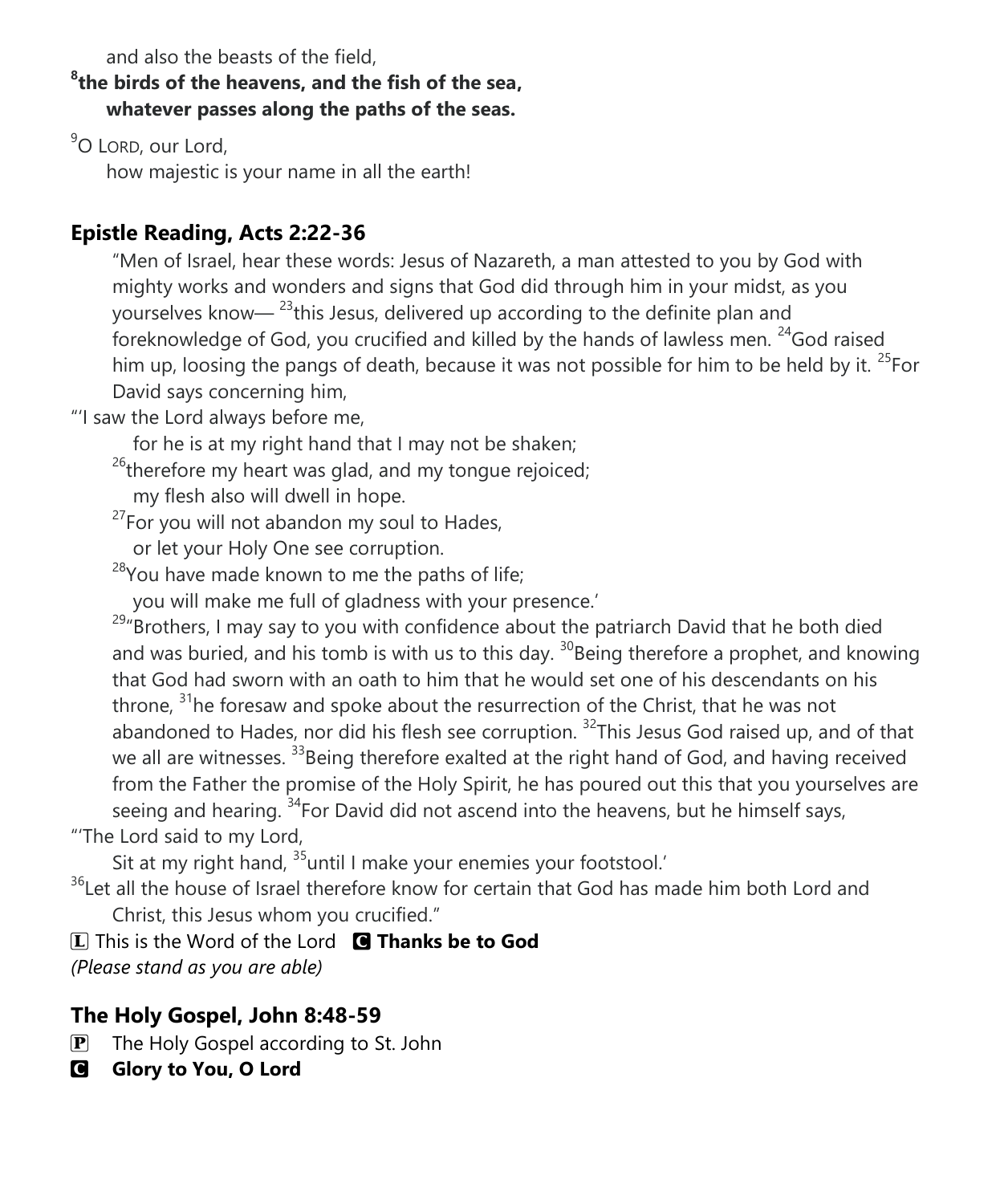and also the beasts of the field,

**[8]the birds of the heavens, and the fish of the sea,**
**whatever passes along the paths of the seas.**

[9]O LORD, our Lord,
how majestic is your name in all the earth!

## Epistle Reading, Acts 2:22-36

"Men of Israel, hear these words: Jesus of Nazareth, a man attested to you by God with mighty works and wonders and signs that God did through him in your midst, as you yourselves know— [23]this Jesus, delivered up according to the definite plan and foreknowledge of God, you crucified and killed by the hands of lawless men. [24]God raised him up, loosing the pangs of death, because it was not possible for him to be held by it. [25]For David says concerning him,

"'I saw the Lord always before me,
for he is at my right hand that I may not be shaken;
[26]therefore my heart was glad, and my tongue rejoiced;
my flesh also will dwell in hope.
[27]For you will not abandon my soul to Hades,
or let your Holy One see corruption.
[28]You have made known to me the paths of life;
you will make me full of gladness with your presence.'

[29]"Brothers, I may say to you with confidence about the patriarch David that he both died and was buried, and his tomb is with us to this day. [30]Being therefore a prophet, and knowing that God had sworn with an oath to him that he would set one of his descendants on his throne, [31]he foresaw and spoke about the resurrection of the Christ, that he was not abandoned to Hades, nor did his flesh see corruption. [32]This Jesus God raised up, and of that we all are witnesses. [33]Being therefore exalted at the right hand of God, and having received from the Father the promise of the Holy Spirit, he has poured out this that you yourselves are seeing and hearing. [34]For David did not ascend into the heavens, but he himself says,

"'The Lord said to my Lord,
Sit at my right hand, [35]until I make your enemies your footstool.'

[36]Let all the house of Israel therefore know for certain that God has made him both Lord and Christ, this Jesus whom you crucified."

L This is the Word of the Lord **C Thanks be to God**

*(Please stand as you are able)*

## The Holy Gospel, John 8:48-59

P The Holy Gospel according to St. John

**C Glory to You, O Lord**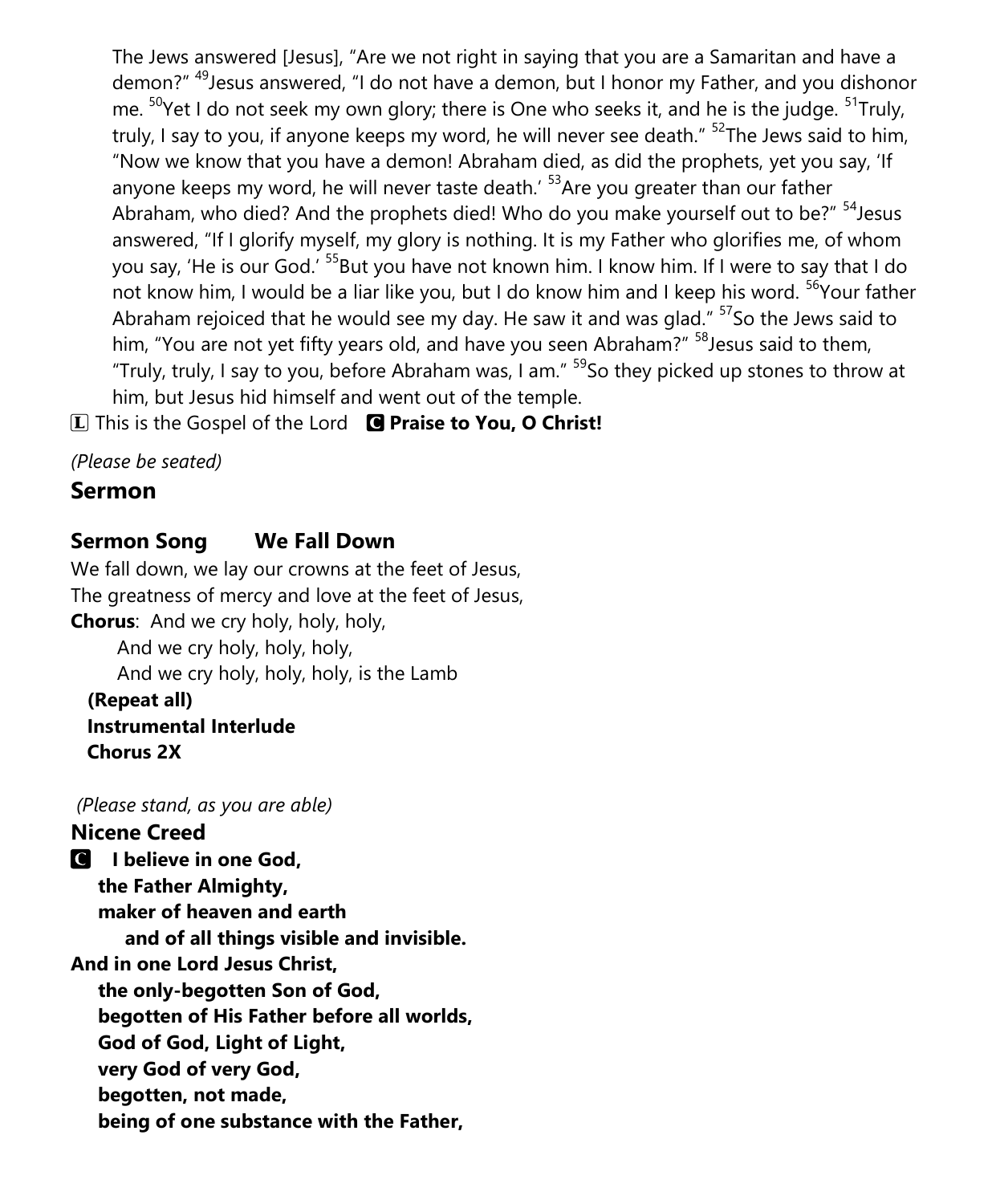The Jews answered [Jesus], "Are we not right in saying that you are a Samaritan and have a demon?" [49]Jesus answered, "I do not have a demon, but I honor my Father, and you dishonor me. [50]Yet I do not seek my own glory; there is One who seeks it, and he is the judge. [51]Truly, truly, I say to you, if anyone keeps my word, he will never see death." [52]The Jews said to him, "Now we know that you have a demon! Abraham died, as did the prophets, yet you say, 'If anyone keeps my word, he will never taste death.' [53]Are you greater than our father Abraham, who died? And the prophets died! Who do you make yourself out to be?" [54]Jesus answered, "If I glorify myself, my glory is nothing. It is my Father who glorifies me, of whom you say, 'He is our God.' [55]But you have not known him. I know him. If I were to say that I do not know him, I would be a liar like you, but I do know him and I keep his word. [56]Your father Abraham rejoiced that he would see my day. He saw it and was glad." [57]So the Jews said to him, "You are not yet fifty years old, and have you seen Abraham?" [58]Jesus said to them, "Truly, truly, I say to you, before Abraham was, I am." [59]So they picked up stones to throw at him, but Jesus hid himself and went out of the temple.

L This is the Gospel of the Lord **C Praise to You, O Christ!**

*(Please be seated)*

## Sermon

## Sermon Song We Fall Down

We fall down, we lay our crowns at the feet of Jesus,
The greatness of mercy and love at the feet of Jesus,
**Chorus**: And we cry holy, holy, holy,
And we cry holy, holy, holy,
And we cry holy, holy, holy, is the Lamb
**(Repeat all)**
**Instrumental Interlude**
**Chorus 2X**

*(Please stand, as you are able)*

## Nicene Creed

**C I believe in one God,**
**the Father Almighty,**
**maker of heaven and earth**
**and of all things visible and invisible.**
**And in one Lord Jesus Christ,**
**the only-begotten Son of God,**
**begotten of His Father before all worlds,**
**God of God, Light of Light,**
**very God of very God,**
**begotten, not made,**
**being of one substance with the Father,**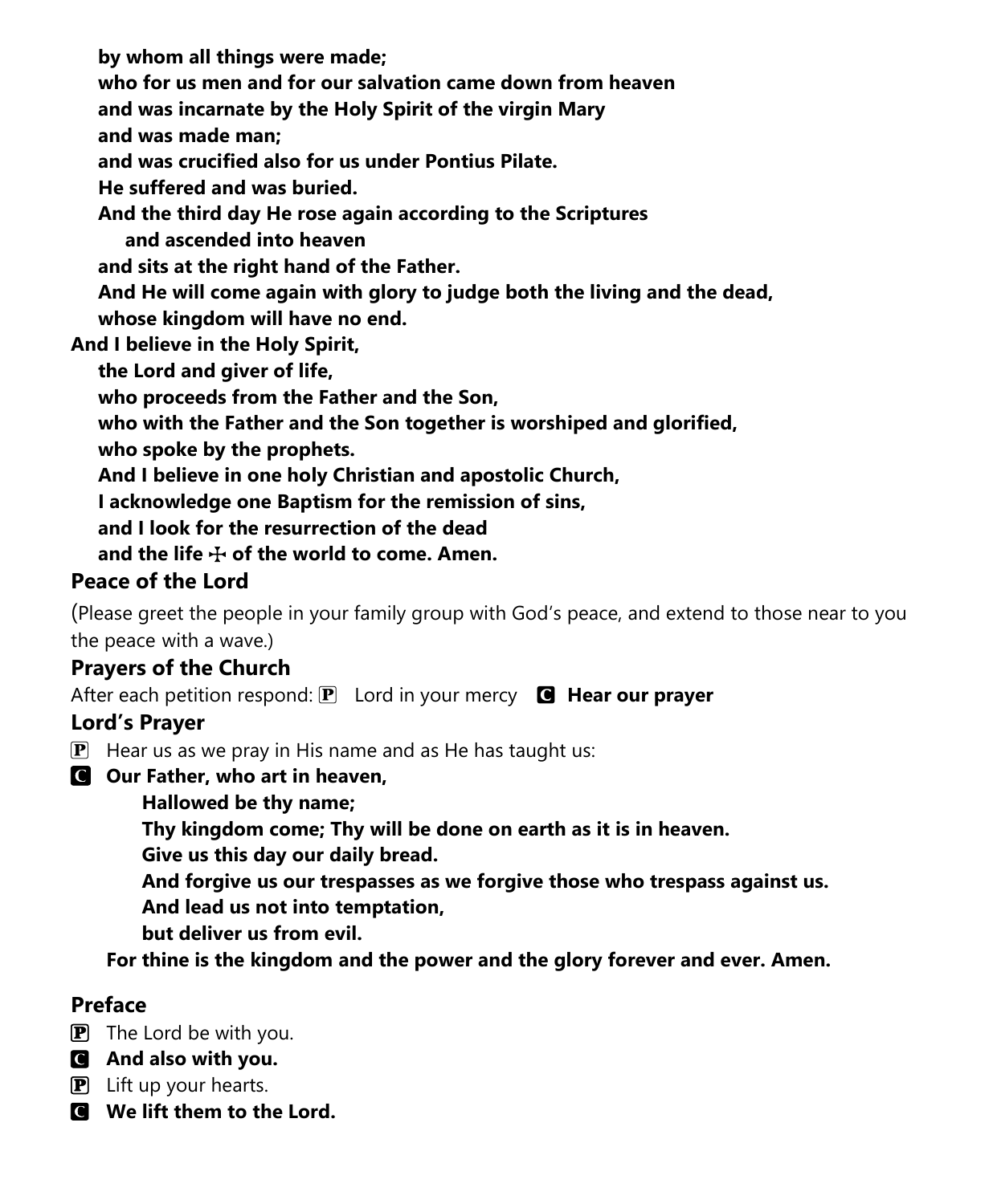**by whom all things were made;**
**who for us men and for our salvation came down from heaven**
**and was incarnate by the Holy Spirit of the virgin Mary**
**and was made man;**
**and was crucified also for us under Pontius Pilate.**
**He suffered and was buried.**
**And the third day He rose again according to the Scriptures**
**and ascended into heaven**
**and sits at the right hand of the Father.**
**And He will come again with glory to judge both the living and the dead,**
**whose kingdom will have no end.**
**And I believe in the Holy Spirit,**
**the Lord and giver of life,**
**who proceeds from the Father and the Son,**
**who with the Father and the Son together is worshiped and glorified,**
**who spoke by the prophets.**
**And I believe in one holy Christian and apostolic Church,**
**I acknowledge one Baptism for the remission of sins,**
**and I look for the resurrection of the dead**
**and the life ☩ of the world to come. Amen.**

### Peace of the Lord

(Please greet the people in your family group with God's peace, and extend to those near to you the peace with a wave.)

### Prayers of the Church

After each petition respond: P Lord in your mercy **C Hear our prayer**

### Lord's Prayer

P Hear us as we pray in His name and as He has taught us:

**C Our Father, who art in heaven,**
**Hallowed be thy name;**
**Thy kingdom come; Thy will be done on earth as it is in heaven.**
**Give us this day our daily bread.**
**And forgive us our trespasses as we forgive those who trespass against us.**
**And lead us not into temptation,**
**but deliver us from evil.**
**For thine is the kingdom and the power and the glory forever and ever. Amen.**

### Preface

P The Lord be with you.
**C And also with you.**
P Lift up your hearts.
**C We lift them to the Lord.**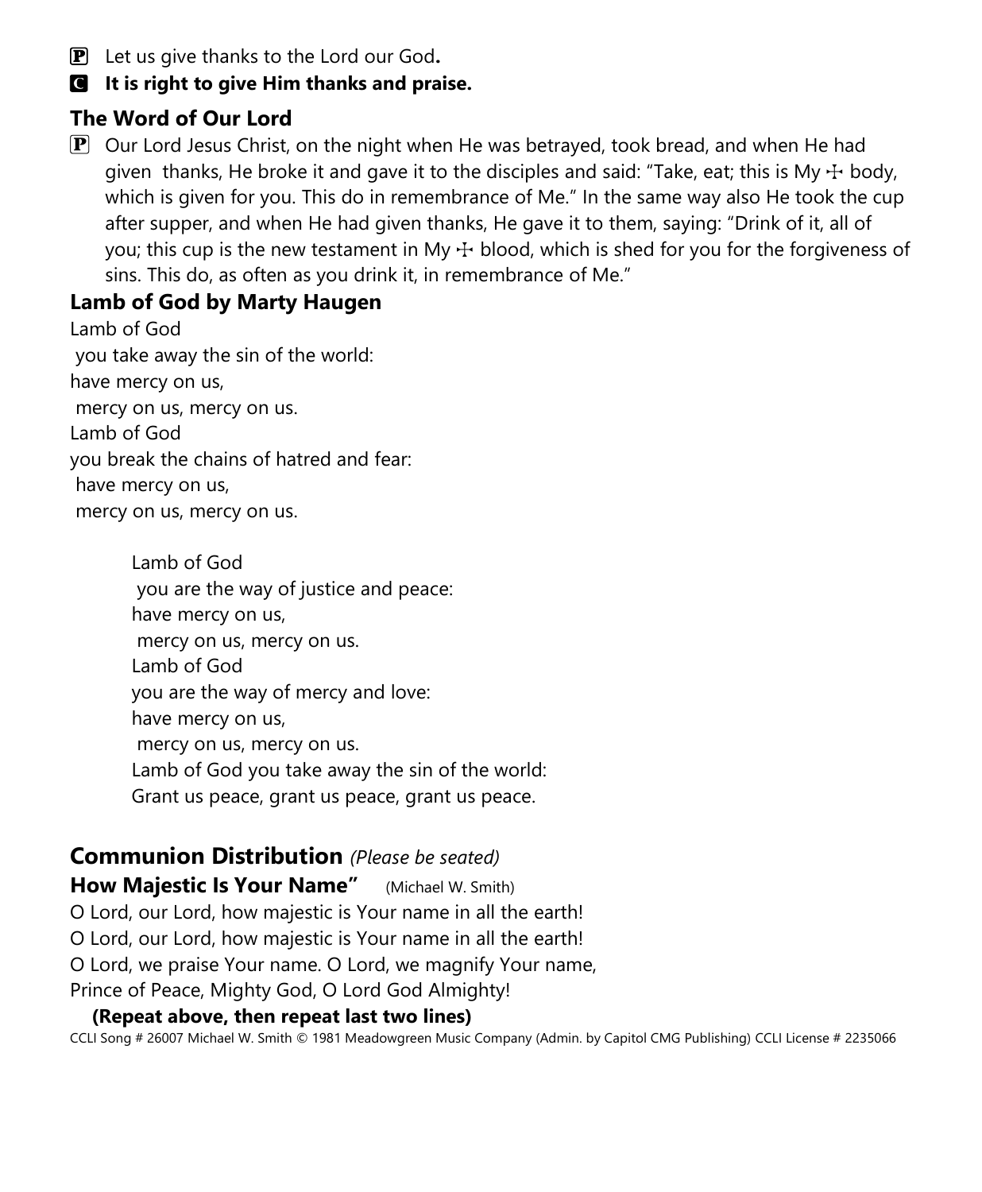**P** Let us give thanks to the Lord our God**.**

**C** **It is right to give Him thanks and praise.**

### The Word of Our Lord

**P** Our Lord Jesus Christ, on the night when He was betrayed, took bread, and when He had given thanks, He broke it and gave it to the disciples and said: "Take, eat; this is My ☩ body, which is given for you. This do in remembrance of Me." In the same way also He took the cup after supper, and when He had given thanks, He gave it to them, saying: "Drink of it, all of you; this cup is the new testament in My ☩ blood, which is shed for you for the forgiveness of sins. This do, as often as you drink it, in remembrance of Me."

### Lamb of God by Marty Haugen

Lamb of God  
you take away the sin of the world:  
have mercy on us,  
mercy on us, mercy on us.  
Lamb of God  
you break the chains of hatred and fear:  
have mercy on us,  
mercy on us, mercy on us.

Lamb of God  
you are the way of justice and peace:  
have mercy on us,  
mercy on us, mercy on us.  
Lamb of God  
you are the way of mercy and love:  
have mercy on us,  
mercy on us, mercy on us.  
Lamb of God you take away the sin of the world:  
Grant us peace, grant us peace, grant us peace.

## Communion Distribution *(Please be seated)*

**How Majestic Is Your Name"** (Michael W. Smith)

O Lord, our Lord, how majestic is Your name in all the earth!  
O Lord, our Lord, how majestic is Your name in all the earth!  
O Lord, we praise Your name. O Lord, we magnify Your name,  
Prince of Peace, Mighty God, O Lord God Almighty!

**(Repeat above, then repeat last two lines)**

CCLI Song # 26007 Michael W. Smith © 1981 Meadowgreen Music Company (Admin. by Capitol CMG Publishing) CCLI License # 2235066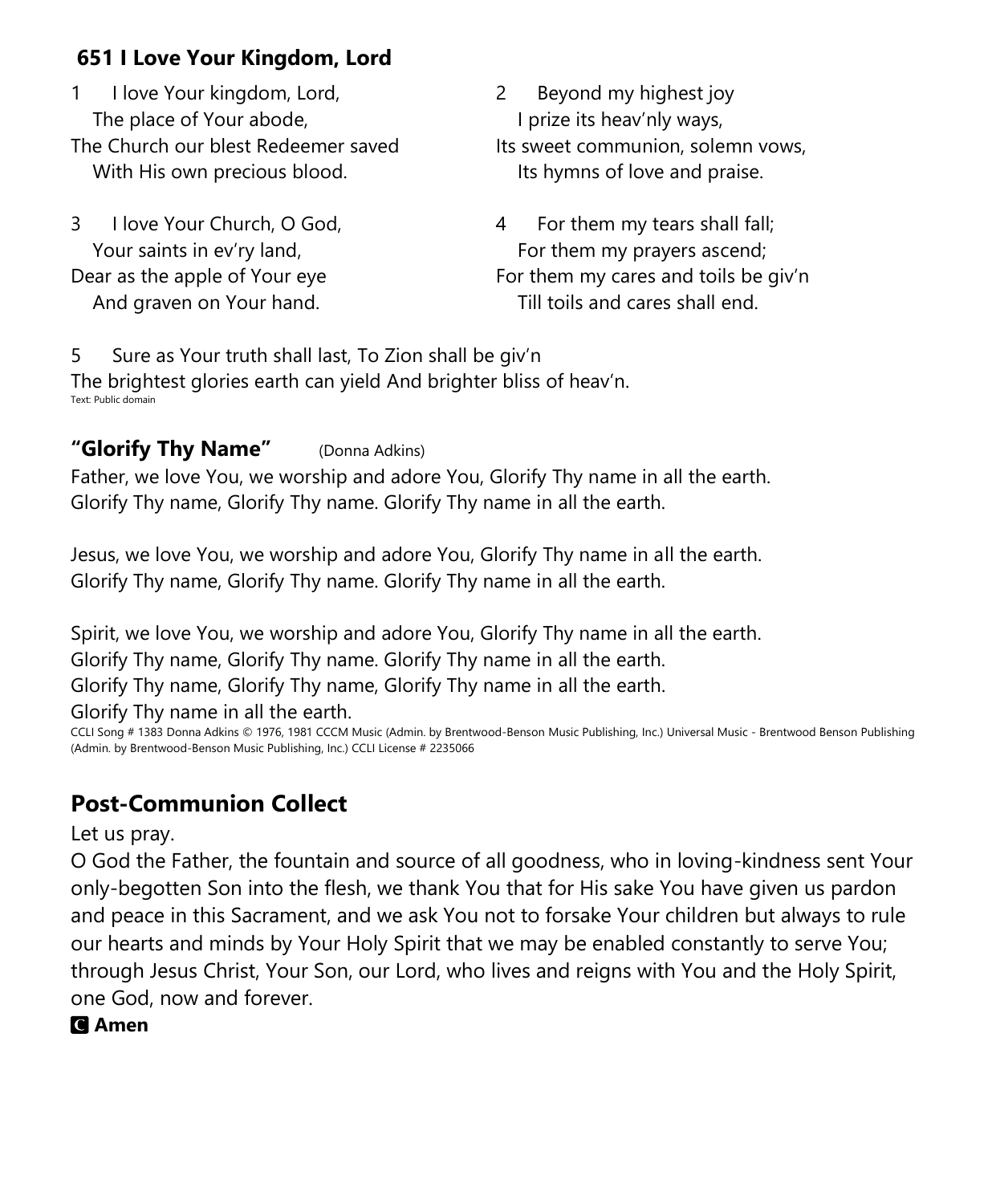## 651 I Love Your Kingdom, Lord

1 I love Your kingdom, Lord,
The place of Your abode,
The Church our blest Redeemer saved
With His own precious blood.

2 Beyond my highest joy
I prize its heav'nly ways,
Its sweet communion, solemn vows,
Its hymns of love and praise.

3 I love Your Church, O God,
Your saints in ev'ry land,
Dear as the apple of Your eye
And graven on Your hand.

4 For them my tears shall fall;
For them my prayers ascend;
For them my cares and toils be giv'n
Till toils and cares shall end.

5 Sure as Your truth shall last, To Zion shall be giv'n
The brightest glories earth can yield And brighter bliss of heav'n.

Text: Public domain

## "Glorify Thy Name" (Donna Adkins)

Father, we love You, we worship and adore You, Glorify Thy name in all the earth.
Glorify Thy name, Glorify Thy name. Glorify Thy name in all the earth.

Jesus, we love You, we worship and adore You, Glorify Thy name in all the earth.
Glorify Thy name, Glorify Thy name. Glorify Thy name in all the earth.

Spirit, we love You, we worship and adore You, Glorify Thy name in all the earth.
Glorify Thy name, Glorify Thy name. Glorify Thy name in all the earth.
Glorify Thy name, Glorify Thy name, Glorify Thy name in all the earth.
Glorify Thy name in all the earth.

CCLI Song # 1383 Donna Adkins © 1976, 1981 CCCM Music (Admin. by Brentwood-Benson Music Publishing, Inc.) Universal Music - Brentwood Benson Publishing (Admin. by Brentwood-Benson Music Publishing, Inc.) CCLI License # 2235066

## Post-Communion Collect

Let us pray.

O God the Father, the fountain and source of all goodness, who in loving-kindness sent Your only-begotten Son into the flesh, we thank You that for His sake You have given us pardon and peace in this Sacrament, and we ask You not to forsake Your children but always to rule our hearts and minds by Your Holy Spirit that we may be enabled constantly to serve You; through Jesus Christ, Your Son, our Lord, who lives and reigns with You and the Holy Spirit, one God, now and forever.

**C Amen**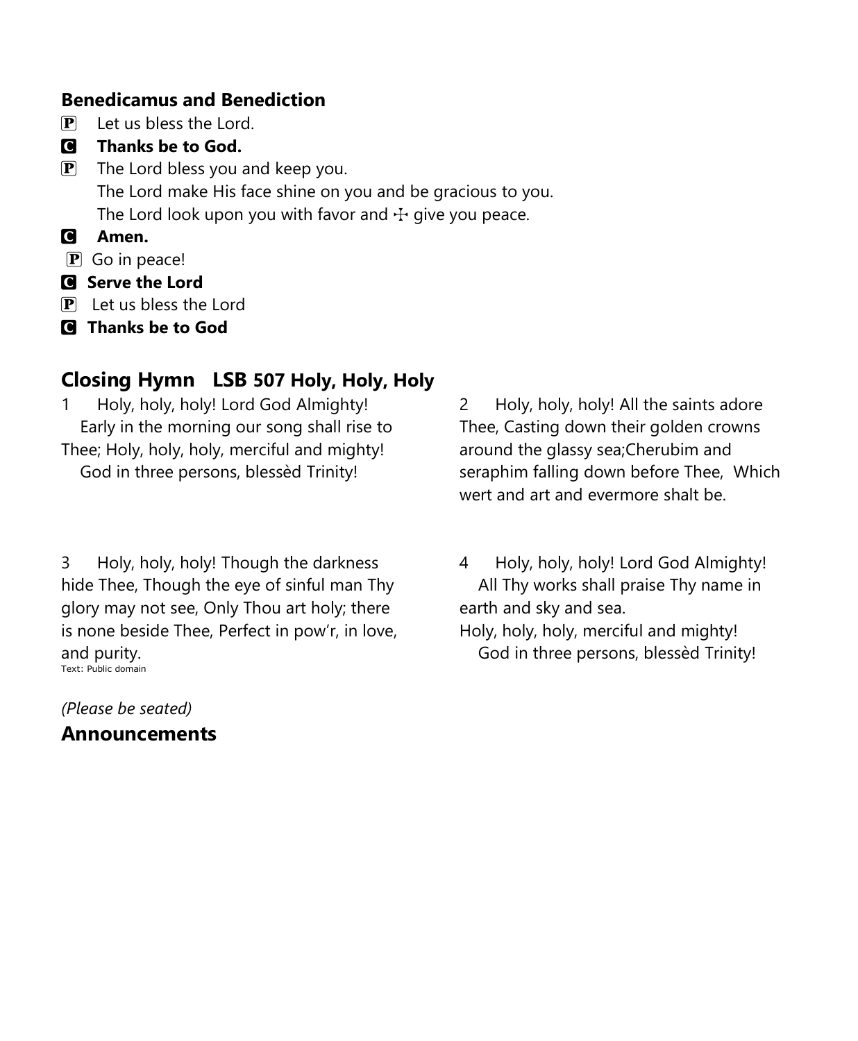### Benedicamus and Benediction

P Let us bless the Lord.

**C Thanks be to God.**

P The Lord bless you and keep you.
The Lord make His face shine on you and be gracious to you.
The Lord look upon you with favor and ☩ give you peace.

**C Amen.**

P Go in peace!

**C Serve the Lord**

P Let us bless the Lord

**C Thanks be to God**

## Closing Hymn LSB 507 Holy, Holy, Holy

1 Holy, holy, holy! Lord God Almighty!
Early in the morning our song shall rise to Thee; Holy, holy, holy, merciful and mighty!
God in three persons, blessèd Trinity!

2 Holy, holy, holy! All the saints adore Thee, Casting down their golden crowns around the glassy sea;Cherubim and seraphim falling down before Thee, Which wert and art and evermore shalt be.

3 Holy, holy, holy! Though the darkness hide Thee, Though the eye of sinful man Thy glory may not see, Only Thou art holy; there is none beside Thee, Perfect in pow'r, in love, and purity.

4 Holy, holy, holy! Lord God Almighty!
All Thy works shall praise Thy name in earth and sky and sea.
Holy, holy, holy, merciful and mighty!
God in three persons, blessèd Trinity!

Text: Public domain

*(Please be seated)*

## Announcements